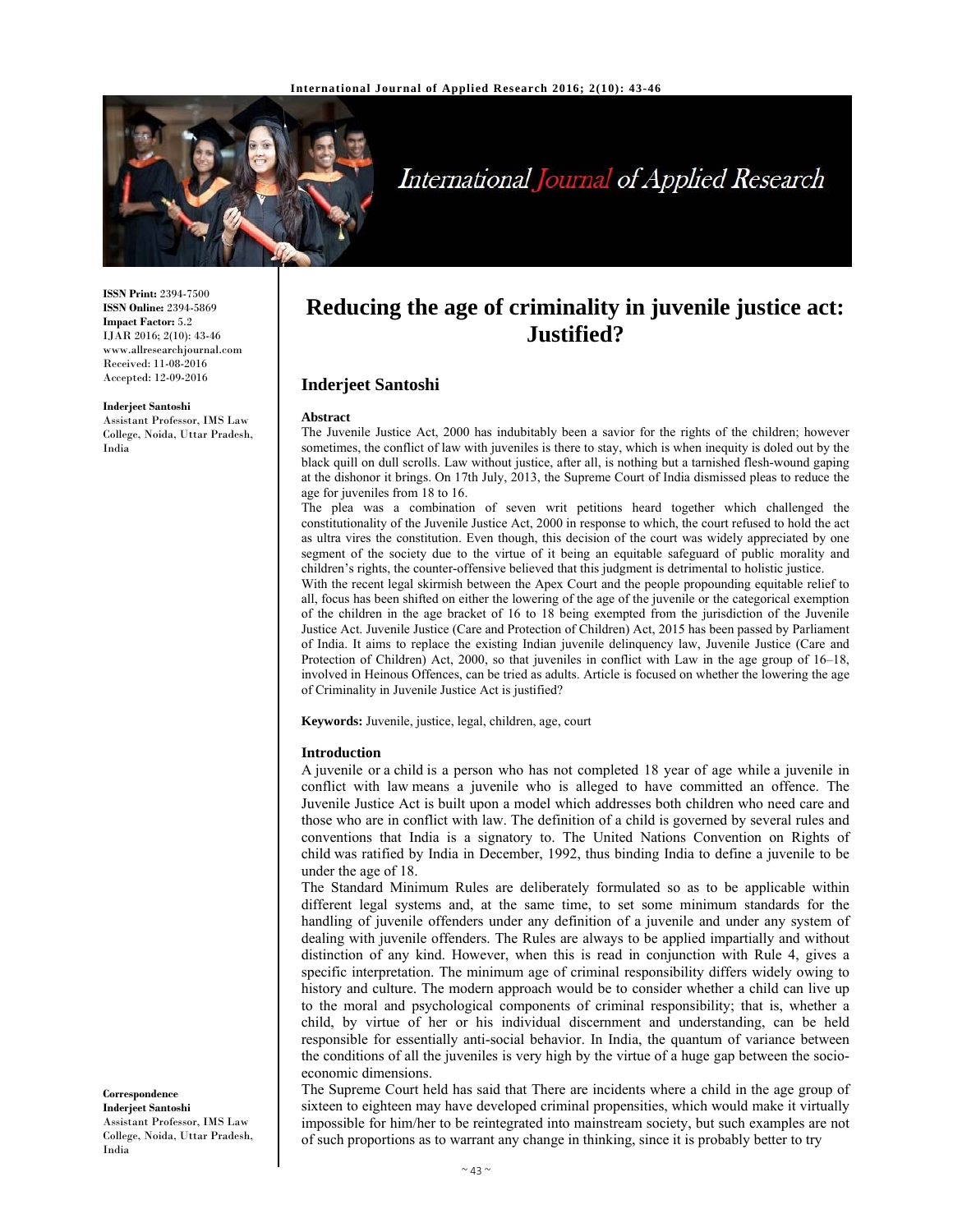ISSN Print: 2394-7500
ISSN Online: 2394-5869
Impact Factor: 5.2
IJAR 2016; 2(10): 43-46
www.allresearchjournal.com
Received: 11-08-2016
Accepted: 12-09-2016

**Inderjeet Santoshi**
Assistant Professor, IMS Law College, Noida, Uttar Pradesh, India

**Correspondence**
**Inderjeet Santoshi**
Assistant Professor, IMS Law College, Noida, Uttar Pradesh, India

# Reducing the age of criminality in juvenile justice act: Justified?

## Inderjeet Santoshi

### Abstract

The Juvenile Justice Act, 2000 has indubitably been a savior for the rights of the children; however sometimes, the conflict of law with juveniles is there to stay, which is when inequity is doled out by the black quill on dull scrolls. Law without justice, after all, is nothing but a tarnished flesh-wound gaping at the dishonor it brings. On 17th July, 2013, the Supreme Court of India dismissed pleas to reduce the age for juveniles from 18 to 16.

The plea was a combination of seven writ petitions heard together which challenged the constitutionality of the Juvenile Justice Act, 2000 in response to which, the court refused to hold the act as ultra vires the constitution. Even though, this decision of the court was widely appreciated by one segment of the society due to the virtue of it being an equitable safeguard of public morality and children's rights, the counter-offensive believed that this judgment is detrimental to holistic justice.

With the recent legal skirmish between the Apex Court and the people propounding equitable relief to all, focus has been shifted on either the lowering of the age of the juvenile or the categorical exemption of the children in the age bracket of 16 to 18 being exempted from the jurisdiction of the Juvenile Justice Act. Juvenile Justice (Care and Protection of Children) Act, 2015 has been passed by Parliament of India. It aims to replace the existing Indian juvenile delinquency law, Juvenile Justice (Care and Protection of Children) Act, 2000, so that juveniles in conflict with Law in the age group of 16–18, involved in Heinous Offences, can be tried as adults. Article is focused on whether the lowering the age of Criminality in Juvenile Justice Act is justified?

**Keywords:** Juvenile, justice, legal, children, age, court

### Introduction

A juvenile or a child is a person who has not completed 18 year of age while a juvenile in conflict with law means a juvenile who is alleged to have committed an offence. The Juvenile Justice Act is built upon a model which addresses both children who need care and those who are in conflict with law. The definition of a child is governed by several rules and conventions that India is a signatory to. The United Nations Convention on Rights of child was ratified by India in December, 1992, thus binding India to define a juvenile to be under the age of 18.

The Standard Minimum Rules are deliberately formulated so as to be applicable within different legal systems and, at the same time, to set some minimum standards for the handling of juvenile offenders under any definition of a juvenile and under any system of dealing with juvenile offenders. The Rules are always to be applied impartially and without distinction of any kind. However, when this is read in conjunction with Rule 4, gives a specific interpretation. The minimum age of criminal responsibility differs widely owing to history and culture. The modern approach would be to consider whether a child can live up to the moral and psychological components of criminal responsibility; that is, whether a child, by virtue of her or his individual discernment and understanding, can be held responsible for essentially anti-social behavior. In India, the quantum of variance between the conditions of all the juveniles is very high by the virtue of a huge gap between the socio-economic dimensions.

The Supreme Court held has said that There are incidents where a child in the age group of sixteen to eighteen may have developed criminal propensities, which would make it virtually impossible for him/her to be reintegrated into mainstream society, but such examples are not of such proportions as to warrant any change in thinking, since it is probably better to try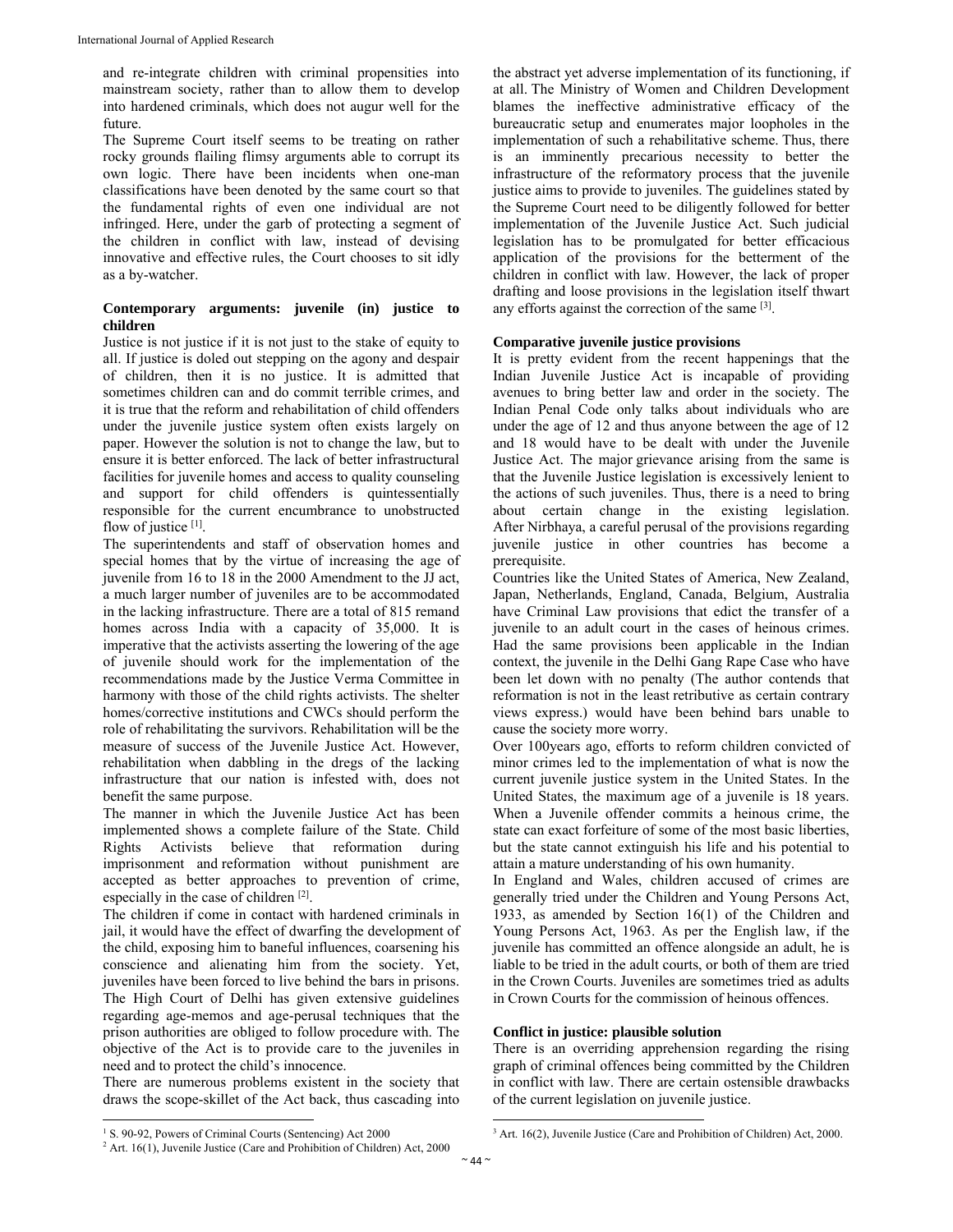and re-integrate children with criminal propensities into mainstream society, rather than to allow them to develop into hardened criminals, which does not augur well for the future.

The Supreme Court itself seems to be treating on rather rocky grounds flailing flimsy arguments able to corrupt its own logic. There have been incidents when one-man classifications have been denoted by the same court so that the fundamental rights of even one individual are not infringed. Here, under the garb of protecting a segment of the children in conflict with law, instead of devising innovative and effective rules, the Court chooses to sit idly as a by-watcher.

### Contemporary arguments: juvenile (in) justice to children

Justice is not justice if it is not just to the stake of equity to all. If justice is doled out stepping on the agony and despair of children, then it is no justice. It is admitted that sometimes children can and do commit terrible crimes, and it is true that the reform and rehabilitation of child offenders under the juvenile justice system often exists largely on paper. However the solution is not to change the law, but to ensure it is better enforced. The lack of better infrastructural facilities for juvenile homes and access to quality counseling and support for child offenders is quintessentially responsible for the current encumbrance to unobstructed flow of justice [1].

The superintendents and staff of observation homes and special homes that by the virtue of increasing the age of juvenile from 16 to 18 in the 2000 Amendment to the JJ act, a much larger number of juveniles are to be accommodated in the lacking infrastructure. There are a total of 815 remand homes across India with a capacity of 35,000. It is imperative that the activists asserting the lowering of the age of juvenile should work for the implementation of the recommendations made by the Justice Verma Committee in harmony with those of the child rights activists. The shelter homes/corrective institutions and CWCs should perform the role of rehabilitating the survivors. Rehabilitation will be the measure of success of the Juvenile Justice Act. However, rehabilitation when dabbling in the dregs of the lacking infrastructure that our nation is infested with, does not benefit the same purpose.

The manner in which the Juvenile Justice Act has been implemented shows a complete failure of the State. Child Rights Activists believe that reformation during imprisonment and reformation without punishment are accepted as better approaches to prevention of crime, especially in the case of children [2].

The children if come in contact with hardened criminals in jail, it would have the effect of dwarfing the development of the child, exposing him to baneful influences, coarsening his conscience and alienating him from the society. Yet, juveniles have been forced to live behind the bars in prisons. The High Court of Delhi has given extensive guidelines regarding age-memos and age-perusal techniques that the prison authorities are obliged to follow procedure with. The objective of the Act is to provide care to the juveniles in need and to protect the child's innocence.

There are numerous problems existent in the society that draws the scope-skillet of the Act back, thus cascading into the abstract yet adverse implementation of its functioning, if at all. The Ministry of Women and Children Development blames the ineffective administrative efficacy of the bureaucratic setup and enumerates major loopholes in the implementation of such a rehabilitative scheme. Thus, there is an imminently precarious necessity to better the infrastructure of the reformatory process that the juvenile justice aims to provide to juveniles. The guidelines stated by the Supreme Court need to be diligently followed for better implementation of the Juvenile Justice Act. Such judicial legislation has to be promulgated for better efficacious application of the provisions for the betterment of the children in conflict with law. However, the lack of proper drafting and loose provisions in the legislation itself thwart any efforts against the correction of the same [3].

### Comparative juvenile justice provisions

It is pretty evident from the recent happenings that the Indian Juvenile Justice Act is incapable of providing avenues to bring better law and order in the society. The Indian Penal Code only talks about individuals who are under the age of 12 and thus anyone between the age of 12 and 18 would have to be dealt with under the Juvenile Justice Act. The major grievance arising from the same is that the Juvenile Justice legislation is excessively lenient to the actions of such juveniles. Thus, there is a need to bring about certain change in the existing legislation. After Nirbhaya, a careful perusal of the provisions regarding juvenile justice in other countries has become a prerequisite.

Countries like the United States of America, New Zealand, Japan, Netherlands, England, Canada, Belgium, Australia have Criminal Law provisions that edict the transfer of a juvenile to an adult court in the cases of heinous crimes. Had the same provisions been applicable in the Indian context, the juvenile in the Delhi Gang Rape Case who have been let down with no penalty (The author contends that reformation is not in the least retributive as certain contrary views express.) would have been behind bars unable to cause the society more worry.

Over 100years ago, efforts to reform children convicted of minor crimes led to the implementation of what is now the current juvenile justice system in the United States. In the United States, the maximum age of a juvenile is 18 years. When a Juvenile offender commits a heinous crime, the state can exact forfeiture of some of the most basic liberties, but the state cannot extinguish his life and his potential to attain a mature understanding of his own humanity.

In England and Wales, children accused of crimes are generally tried under the Children and Young Persons Act, 1933, as amended by Section 16(1) of the Children and Young Persons Act, 1963. As per the English law, if the juvenile has committed an offence alongside an adult, he is liable to be tried in the adult courts, or both of them are tried in the Crown Courts. Juveniles are sometimes tried as adults in Crown Courts for the commission of heinous offences.

### Conflict in justice: plausible solution

There is an overriding apprehension regarding the rising graph of criminal offences being committed by the Children in conflict with law. There are certain ostensible drawbacks of the current legislation on juvenile justice.

---

[1] S. 90-92, Powers of Criminal Courts (Sentencing) Act 2000

[2] Art. 16(1), Juvenile Justice (Care and Prohibition of Children) Act, 2000

[3] Art. 16(2), Juvenile Justice (Care and Prohibition of Children) Act, 2000.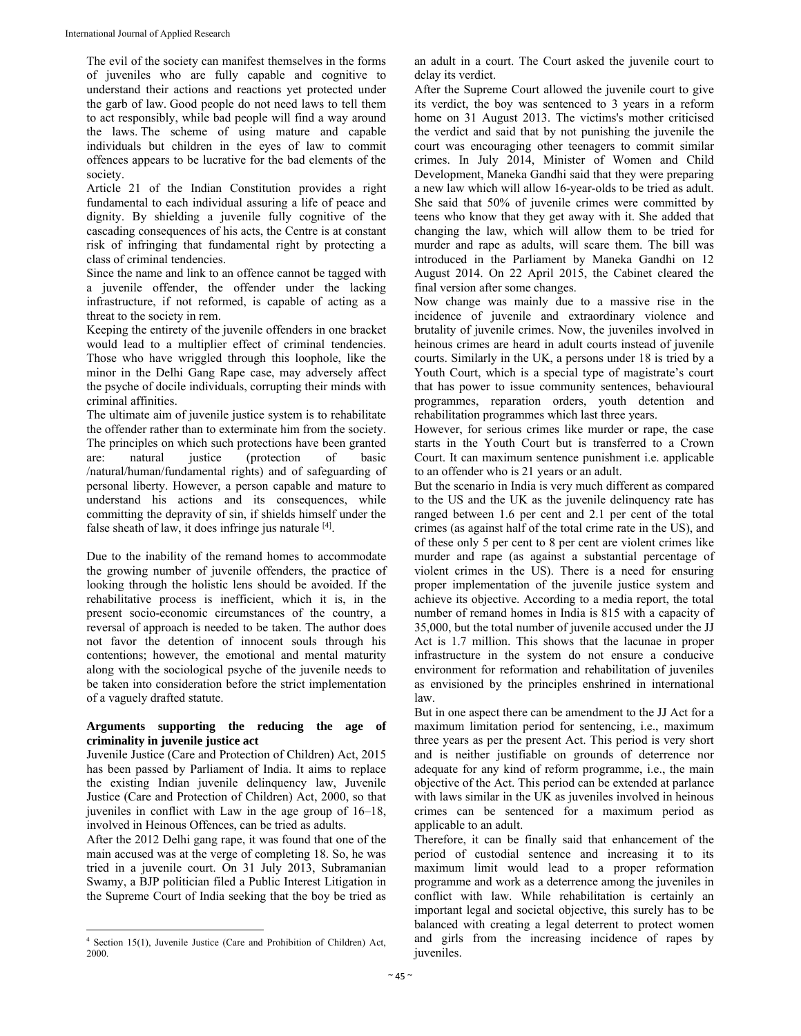The evil of the society can manifest themselves in the forms of juveniles who are fully capable and cognitive to understand their actions and reactions yet protected under the garb of law. Good people do not need laws to tell them to act responsibly, while bad people will find a way around the laws. The scheme of using mature and capable individuals but children in the eyes of law to commit offences appears to be lucrative for the bad elements of the society.

Article 21 of the Indian Constitution provides a right fundamental to each individual assuring a life of peace and dignity. By shielding a juvenile fully cognitive of the cascading consequences of his acts, the Centre is at constant risk of infringing that fundamental right by protecting a class of criminal tendencies.

Since the name and link to an offence cannot be tagged with a juvenile offender, the offender under the lacking infrastructure, if not reformed, is capable of acting as a threat to the society in rem.

Keeping the entirety of the juvenile offenders in one bracket would lead to a multiplier effect of criminal tendencies. Those who have wriggled through this loophole, like the minor in the Delhi Gang Rape case, may adversely affect the psyche of docile individuals, corrupting their minds with criminal affinities.

The ultimate aim of juvenile justice system is to rehabilitate the offender rather than to exterminate him from the society. The principles on which such protections have been granted are: natural justice (protection of basic /natural/human/fundamental rights) and of safeguarding of personal liberty. However, a person capable and mature to understand his actions and its consequences, while committing the depravity of sin, if shields himself under the false sheath of law, it does infringe jus naturale [4].

Due to the inability of the remand homes to accommodate the growing number of juvenile offenders, the practice of looking through the holistic lens should be avoided. If the rehabilitative process is inefficient, which it is, in the present socio-economic circumstances of the country, a reversal of approach is needed to be taken. The author does not favor the detention of innocent souls through his contentions; however, the emotional and mental maturity along with the sociological psyche of the juvenile needs to be taken into consideration before the strict implementation of a vaguely drafted statute.

**Arguments supporting the reducing the age of criminality in juvenile justice act**

Juvenile Justice (Care and Protection of Children) Act, 2015 has been passed by Parliament of India. It aims to replace the existing Indian juvenile delinquency law, Juvenile Justice (Care and Protection of Children) Act, 2000, so that juveniles in conflict with Law in the age group of 16–18, involved in Heinous Offences, can be tried as adults.

After the 2012 Delhi gang rape, it was found that one of the main accused was at the verge of completing 18. So, he was tried in a juvenile court. On 31 July 2013, Subramanian Swamy, a BJP politician filed a Public Interest Litigation in the Supreme Court of India seeking that the boy be tried as an adult in a court. The Court asked the juvenile court to delay its verdict.

After the Supreme Court allowed the juvenile court to give its verdict, the boy was sentenced to 3 years in a reform home on 31 August 2013. The victims's mother criticised the verdict and said that by not punishing the juvenile the court was encouraging other teenagers to commit similar crimes. In July 2014, Minister of Women and Child Development, Maneka Gandhi said that they were preparing a new law which will allow 16-year-olds to be tried as adult. She said that 50% of juvenile crimes were committed by teens who know that they get away with it. She added that changing the law, which will allow them to be tried for murder and rape as adults, will scare them. The bill was introduced in the Parliament by Maneka Gandhi on 12 August 2014. On 22 April 2015, the Cabinet cleared the final version after some changes.

Now change was mainly due to a massive rise in the incidence of juvenile and extraordinary violence and brutality of juvenile crimes. Now, the juveniles involved in heinous crimes are heard in adult courts instead of juvenile courts. Similarly in the UK, a persons under 18 is tried by a Youth Court, which is a special type of magistrate's court that has power to issue community sentences, behavioural programmes, reparation orders, youth detention and rehabilitation programmes which last three years.

However, for serious crimes like murder or rape, the case starts in the Youth Court but is transferred to a Crown Court. It can maximum sentence punishment i.e. applicable to an offender who is 21 years or an adult.

But the scenario in India is very much different as compared to the US and the UK as the juvenile delinquency rate has ranged between 1.6 per cent and 2.1 per cent of the total crimes (as against half of the total crime rate in the US), and of these only 5 per cent to 8 per cent are violent crimes like murder and rape (as against a substantial percentage of violent crimes in the US). There is a need for ensuring proper implementation of the juvenile justice system and achieve its objective. According to a media report, the total number of remand homes in India is 815 with a capacity of 35,000, but the total number of juvenile accused under the JJ Act is 1.7 million. This shows that the lacunae in proper infrastructure in the system do not ensure a conducive environment for reformation and rehabilitation of juveniles as envisioned by the principles enshrined in international law.

But in one aspect there can be amendment to the JJ Act for a maximum limitation period for sentencing, i.e., maximum three years as per the present Act. This period is very short and is neither justifiable on grounds of deterrence nor adequate for any kind of reform programme, i.e., the main objective of the Act. This period can be extended at parlance with laws similar in the UK as juveniles involved in heinous crimes can be sentenced for a maximum period as applicable to an adult.

Therefore, it can be finally said that enhancement of the period of custodial sentence and increasing it to its maximum limit would lead to a proper reformation programme and work as a deterrence among the juveniles in conflict with law. While rehabilitation is certainly an important legal and societal objective, this surely has to be balanced with creating a legal deterrent to protect women and girls from the increasing incidence of rapes by juveniles.

---

[4] Section 15(1), Juvenile Justice (Care and Prohibition of Children) Act, 2000.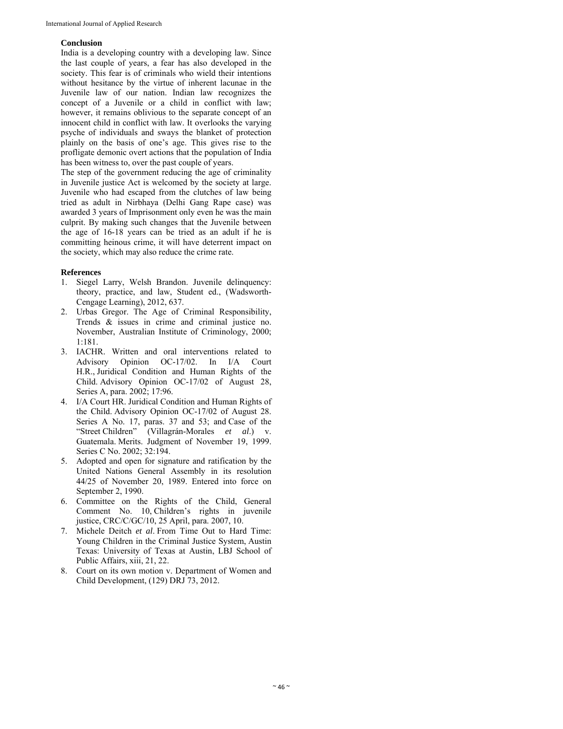## Conclusion

India is a developing country with a developing law. Since the last couple of years, a fear has also developed in the society. This fear is of criminals who wield their intentions without hesitance by the virtue of inherent lacunae in the Juvenile law of our nation. Indian law recognizes the concept of a Juvenile or a child in conflict with law; however, it remains oblivious to the separate concept of an innocent child in conflict with law. It overlooks the varying psyche of individuals and sways the blanket of protection plainly on the basis of one's age. This gives rise to the profligate demonic overt actions that the population of India has been witness to, over the past couple of years.

The step of the government reducing the age of criminality in Juvenile justice Act is welcomed by the society at large. Juvenile who had escaped from the clutches of law being tried as adult in Nirbhaya (Delhi Gang Rape case) was awarded 3 years of Imprisonment only even he was the main culprit. By making such changes that the Juvenile between the age of 16-18 years can be tried as an adult if he is committing heinous crime, it will have deterrent impact on the society, which may also reduce the crime rate.

## References

1. Siegel Larry, Welsh Brandon. Juvenile delinquency: theory, practice, and law, Student ed., (Wadsworth-Cengage Learning), 2012, 637.
2. Urbas Gregor. The Age of Criminal Responsibility, Trends & issues in crime and criminal justice no. November, Australian Institute of Criminology, 2000; 1:181.
3. IACHR. Written and oral interventions related to Advisory Opinion OC-17/02. In I/A Court H.R., Juridical Condition and Human Rights of the Child. Advisory Opinion OC-17/02 of August 28, Series A, para. 2002; 17:96.
4. I/A Court HR. Juridical Condition and Human Rights of the Child. Advisory Opinion OC-17/02 of August 28. Series A No. 17, paras. 37 and 53; and Case of the "Street Children" (Villagrán-Morales *et al*.) v. Guatemala. Merits. Judgment of November 19, 1999. Series C No. 2002; 32:194.
5. Adopted and open for signature and ratification by the United Nations General Assembly in its resolution 44/25 of November 20, 1989. Entered into force on September 2, 1990.
6. Committee on the Rights of the Child, General Comment No. 10, Children's rights in juvenile justice, CRC/C/GC/10, 25 April, para. 2007, 10.
7. Michele Deitch *et al*. From Time Out to Hard Time: Young Children in the Criminal Justice System, Austin Texas: University of Texas at Austin, LBJ School of Public Affairs, xiii, 21, 22.
8. Court on its own motion v. Department of Women and Child Development, (129) DRJ 73, 2012.